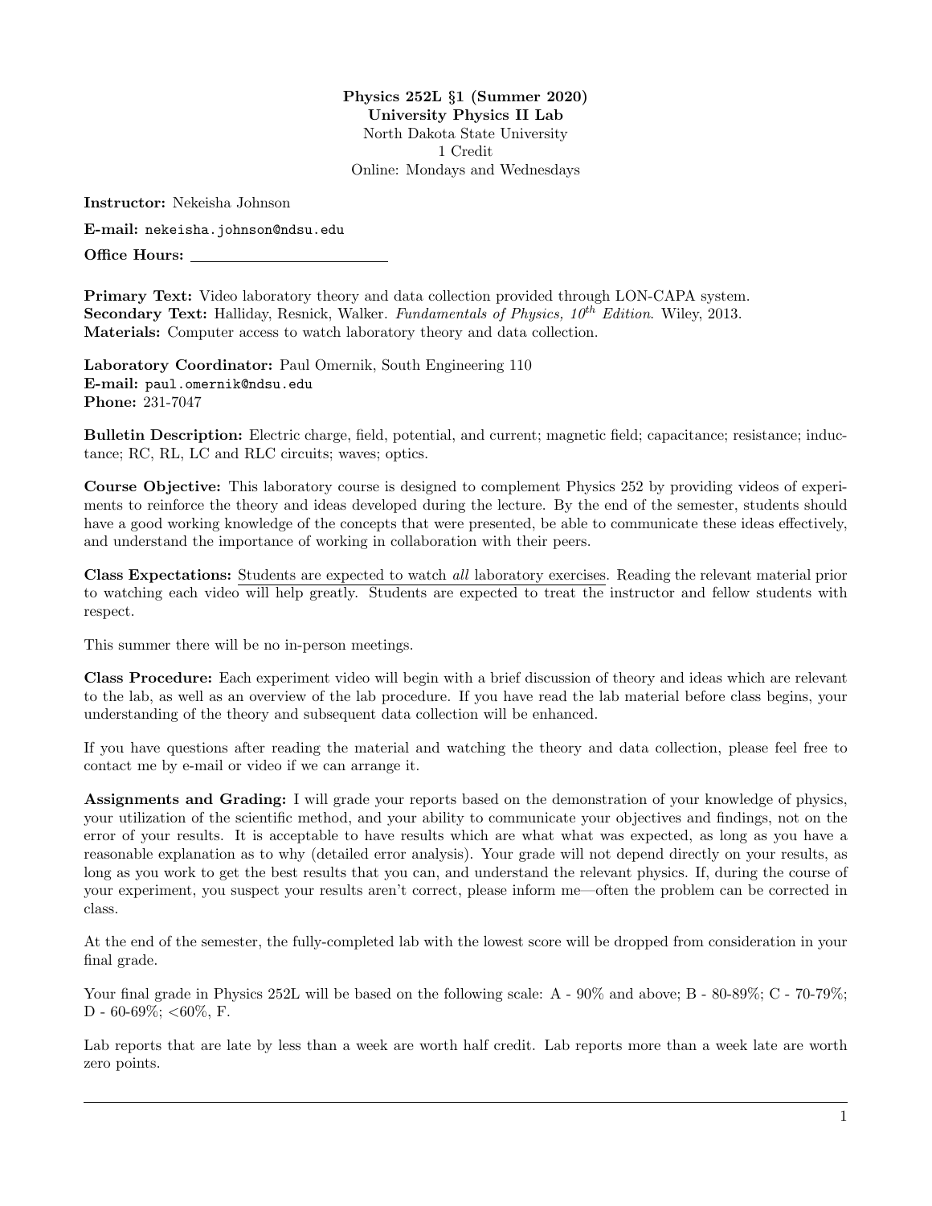**Physics 252L §1 (Summer 2020)**
**University Physics II Lab**
North Dakota State University
1 Credit
Online: Mondays and Wednesdays

**Instructor:** Nekeisha Johnson

**E-mail:** nekeisha.johnson@ndsu.edu

**Office Hours:** ________________________

**Primary Text:** Video laboratory theory and data collection provided through LON-CAPA system.
**Secondary Text:** Halliday, Resnick, Walker. *Fundamentals of Physics, 10th Edition*. Wiley, 2013.
**Materials:** Computer access to watch laboratory theory and data collection.

**Laboratory Coordinator:** Paul Omernik, South Engineering 110
**E-mail:** paul.omernik@ndsu.edu
**Phone:** 231-7047

**Bulletin Description:** Electric charge, field, potential, and current; magnetic field; capacitance; resistance; inductance; RC, RL, LC and RLC circuits; waves; optics.

**Course Objective:** This laboratory course is designed to complement Physics 252 by providing videos of experiments to reinforce the theory and ideas developed during the lecture. By the end of the semester, students should have a good working knowledge of the concepts that were presented, be able to communicate these ideas effectively, and understand the importance of working in collaboration with their peers.

**Class Expectations:** <u>Students are expected to watch *all* laboratory exercises</u>. Reading the relevant material prior to watching each video will help greatly. Students are expected to treat the instructor and fellow students with respect.

This summer there will be no in-person meetings.

**Class Procedure:** Each experiment video will begin with a brief discussion of theory and ideas which are relevant to the lab, as well as an overview of the lab procedure. If you have read the lab material before class begins, your understanding of the theory and subsequent data collection will be enhanced.

If you have questions after reading the material and watching the theory and data collection, please feel free to contact me by e-mail or video if we can arrange it.

**Assignments and Grading:** I will grade your reports based on the demonstration of your knowledge of physics, your utilization of the scientific method, and your ability to communicate your objectives and findings, not on the error of your results. It is acceptable to have results which are what what was expected, as long as you have a reasonable explanation as to why (detailed error analysis). Your grade will not depend directly on your results, as long as you work to get the best results that you can, and understand the relevant physics. If, during the course of your experiment, you suspect your results aren't correct, please inform me—often the problem can be corrected in class.

At the end of the semester, the fully-completed lab with the lowest score will be dropped from consideration in your final grade.

Your final grade in Physics 252L will be based on the following scale: A - 90% and above; B - 80-89%; C - 70-79%; D - 60-69%; <60%, F.

Lab reports that are late by less than a week are worth half credit. Lab reports more than a week late are worth zero points.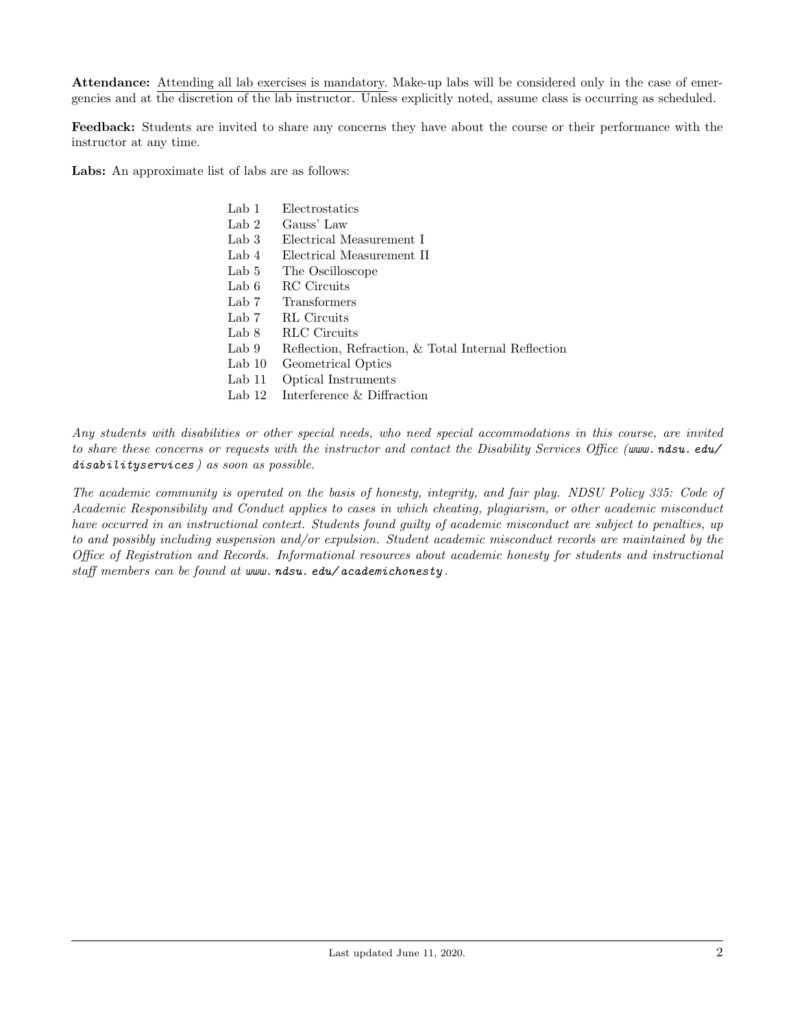**Attendance:** Attending all lab exercises is mandatory. Make-up labs will be considered only in the case of emergencies and at the discretion of the lab instructor. Unless explicitly noted, assume class is occurring as scheduled.

**Feedback:** Students are invited to share any concerns they have about the course or their performance with the instructor at any time.

**Labs:** An approximate list of labs are as follows:

| | |
|---|---|
| Lab 1 | Electrostatics |
| Lab 2 | Gauss' Law |
| Lab 3 | Electrical Measurement I |
| Lab 4 | Electrical Measurement II |
| Lab 5 | The Oscilloscope |
| Lab 6 | RC Circuits |
| Lab 7 | Transformers |
| Lab 7 | RL Circuits |
| Lab 8 | RLC Circuits |
| Lab 9 | Reflection, Refraction, & Total Internal Reflection |
| Lab 10 | Geometrical Optics |
| Lab 11 | Optical Instruments |
| Lab 12 | Interference & Diffraction |

*Any students with disabilities or other special needs, who need special accommodations in this course, are invited to share these concerns or requests with the instructor and contact the Disability Services Office (www.ndsu.edu/disabilityservices) as soon as possible.*

*The academic community is operated on the basis of honesty, integrity, and fair play. NDSU Policy 335: Code of Academic Responsibility and Conduct applies to cases in which cheating, plagiarism, or other academic misconduct have occurred in an instructional context. Students found guilty of academic misconduct are subject to penalties, up to and possibly including suspension and/or expulsion. Student academic misconduct records are maintained by the Office of Registration and Records. Informational resources about academic honesty for students and instructional staff members can be found at www.ndsu.edu/academichonesty.*

Last updated June 11, 2020.